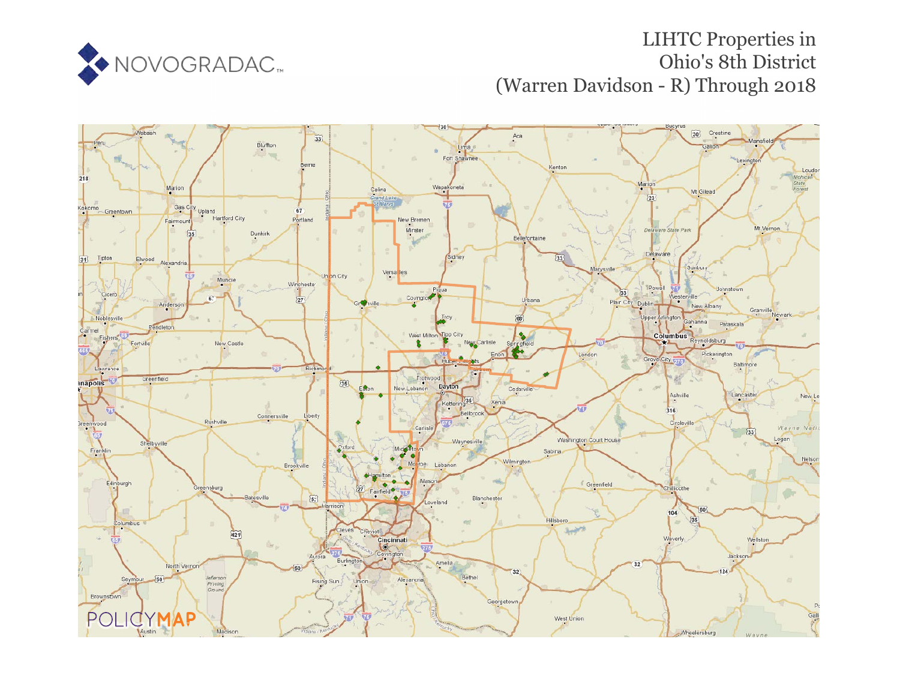NOVOGRADAC

# LIHTC Properties in Ohio's 8th District (Warren Davidson - R) Through 2018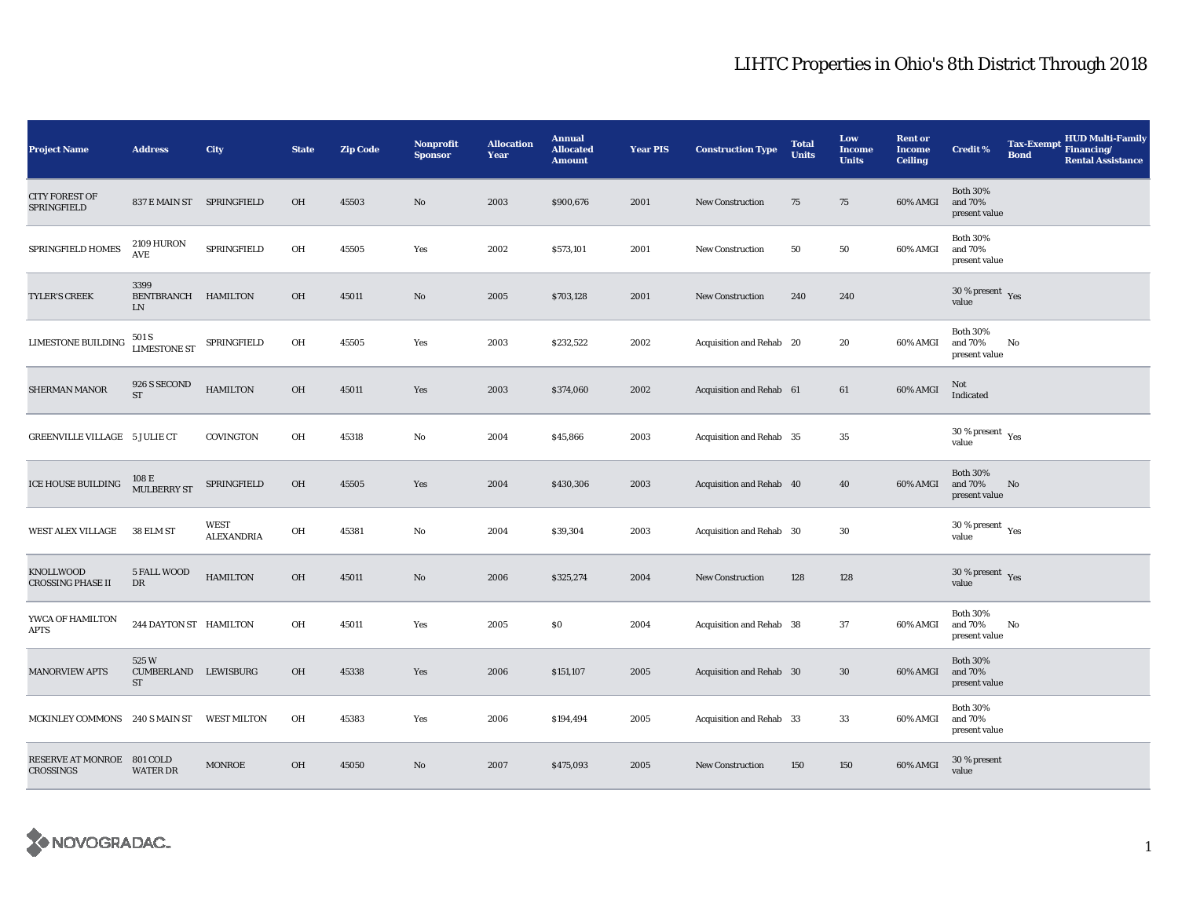# LIHTC Properties in Ohio's 8th District Through 2018

| Project Name | Address | City | State | Zip Code | Nonprofit Sponsor | Allocation Year | Annual Allocated Amount | Year PIS | Construction Type | Total Units | Low Income Units | Rent or Income Ceiling | Credit % | Tax-Exempt Bond | HUD Multi-Family Financing/ Rental Assistance |
|---|---|---|---|---|---|---|---|---|---|---|---|---|---|---|---|
| CITY FOREST OF SPRINGFIELD | 837 E MAIN ST | SPRINGFIELD | OH | 45503 | No | 2003 | $900,676 | 2001 | New Construction | 75 | 75 | 60% AMGI | Both 30% and 70% present value | | |
| SPRINGFIELD HOMES | 2109 HURON AVE | SPRINGFIELD | OH | 45505 | Yes | 2002 | $573,101 | 2001 | New Construction | 50 | 50 | 60% AMGI | Both 30% and 70% present value | | |
| TYLER'S CREEK | 3399 BENTBRANCH LN | HAMILTON | OH | 45011 | No | 2005 | $703,128 | 2001 | New Construction | 240 | 240 | | 30 % present value | Yes | |
| LIMESTONE BUILDING | 501 S LIMESTONE ST | SPRINGFIELD | OH | 45505 | Yes | 2003 | $232,522 | 2002 | Acquisition and Rehab | 20 | 20 | 60% AMGI | Both 30% and 70% present value | No | |
| SHERMAN MANOR | 926 S SECOND ST | HAMILTON | OH | 45011 | Yes | 2003 | $374,060 | 2002 | Acquisition and Rehab | 61 | 61 | 60% AMGI | Not Indicated | | |
| GREENVILLE VILLAGE | 5 JULIE CT | COVINGTON | OH | 45318 | No | 2004 | $45,866 | 2003 | Acquisition and Rehab | 35 | 35 | | 30 % present value | Yes | |
| ICE HOUSE BUILDING | 108 E MULBERRY ST | SPRINGFIELD | OH | 45505 | Yes | 2004 | $430,306 | 2003 | Acquisition and Rehab | 40 | 40 | 60% AMGI | Both 30% and 70% present value | No | |
| WEST ALEX VILLAGE | 38 ELM ST | WEST ALEXANDRIA | OH | 45381 | No | 2004 | $39,304 | 2003 | Acquisition and Rehab | 30 | 30 | | 30 % present value | Yes | |
| KNOLLWOOD CROSSING PHASE II | 5 FALL WOOD DR | HAMILTON | OH | 45011 | No | 2006 | $325,274 | 2004 | New Construction | 128 | 128 | | 30 % present value | Yes | |
| YWCA OF HAMILTON APTS | 244 DAYTON ST | HAMILTON | OH | 45011 | Yes | 2005 | $0 | 2004 | Acquisition and Rehab | 38 | 37 | 60% AMGI | Both 30% and 70% present value | No | |
| MANORVIEW APTS | 525 W CUMBERLAND ST | LEWISBURG | OH | 45338 | Yes | 2006 | $151,107 | 2005 | Acquisition and Rehab | 30 | 30 | 60% AMGI | Both 30% and 70% present value | | |
| MCKINLEY COMMONS | 240 S MAIN ST | WEST MILTON | OH | 45383 | Yes | 2006 | $194,494 | 2005 | Acquisition and Rehab | 33 | 33 | 60% AMGI | Both 30% and 70% present value | | |
| RESERVE AT MONROE CROSSINGS | 801 COLD WATER DR | MONROE | OH | 45050 | No | 2007 | $475,093 | 2005 | New Construction | 150 | 150 | 60% AMGI | 30 % present value | | |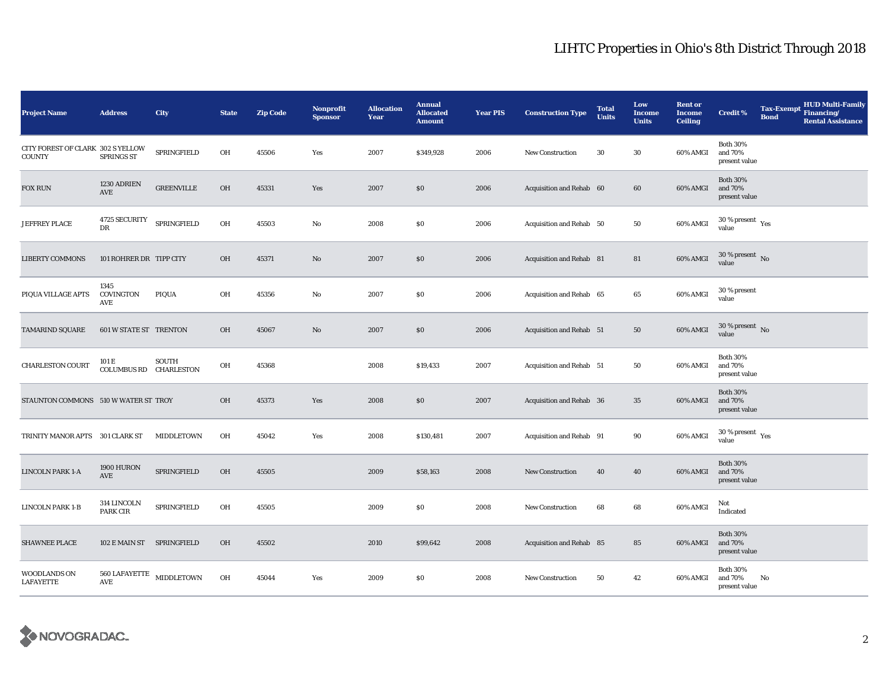# LIHTC Properties in Ohio's 8th District Through 2018

| Project Name | Address | City | State | Zip Code | Nonprofit Sponsor | Allocation Year | Annual Allocated Amount | Year PIS | Construction Type | Total Units | Low Income Units | Rent or Income Ceiling | Credit % | Tax-Exempt Bond | HUD Multi-Family Financing/ Rental Assistance |
|---|---|---|---|---|---|---|---|---|---|---|---|---|---|---|---|
| CITY FOREST OF CLARK COUNTY | 302 S YELLOW SPRINGS ST | SPRINGFIELD | OH | 45506 | Yes | 2007 | $349,928 | 2006 | New Construction | 30 | 30 | 60% AMGI | Both 30% and 70% present value | | |
| FOX RUN | 1230 ADRIEN AVE | GREENVILLE | OH | 45331 | Yes | 2007 | $0 | 2006 | Acquisition and Rehab | 60 | 60 | 60% AMGI | Both 30% and 70% present value | | |
| JEFFREY PLACE | 4725 SECURITY DR | SPRINGFIELD | OH | 45503 | No | 2008 | $0 | 2006 | Acquisition and Rehab | 50 | 50 | 60% AMGI | 30 % present value | Yes | |
| LIBERTY COMMONS | 101 ROHRER DR | TIPP CITY | OH | 45371 | No | 2007 | $0 | 2006 | Acquisition and Rehab | 81 | 81 | 60% AMGI | 30 % present value | No | |
| PIQUA VILLAGE APTS | 1345 COVINGTON AVE | PIQUA | OH | 45356 | No | 2007 | $0 | 2006 | Acquisition and Rehab | 65 | 65 | 60% AMGI | 30 % present value | | |
| TAMARIND SQUARE | 601 W STATE ST | TRENTON | OH | 45067 | No | 2007 | $0 | 2006 | Acquisition and Rehab | 51 | 50 | 60% AMGI | 30 % present value | No | |
| CHARLESTON COURT | 101 E COLUMBUS RD | SOUTH CHARLESTON | OH | 45368 | | 2008 | $19,433 | 2007 | Acquisition and Rehab | 51 | 50 | 60% AMGI | Both 30% and 70% present value | | |
| STAUNTON COMMONS | 510 W WATER ST | TROY | OH | 45373 | Yes | 2008 | $0 | 2007 | Acquisition and Rehab | 36 | 35 | 60% AMGI | Both 30% and 70% present value | | |
| TRINITY MANOR APTS | 301 CLARK ST | MIDDLETOWN | OH | 45042 | Yes | 2008 | $130,481 | 2007 | Acquisition and Rehab | 91 | 90 | 60% AMGI | 30 % present value | Yes | |
| LINCOLN PARK 1-A | 1900 HURON AVE | SPRINGFIELD | OH | 45505 | | 2009 | $58,163 | 2008 | New Construction | 40 | 40 | 60% AMGI | Both 30% and 70% present value | | |
| LINCOLN PARK 1-B | 314 LINCOLN PARK CIR | SPRINGFIELD | OH | 45505 | | 2009 | $0 | 2008 | New Construction | 68 | 68 | 60% AMGI | Not Indicated | | |
| SHAWNEE PLACE | 102 E MAIN ST | SPRINGFIELD | OH | 45502 | | 2010 | $99,642 | 2008 | Acquisition and Rehab | 85 | 85 | 60% AMGI | Both 30% and 70% present value | | |
| WOODLANDS ON LAFAYETTE | 560 LAFAYETTE AVE | MIDDLETOWN | OH | 45044 | Yes | 2009 | $0 | 2008 | New Construction | 50 | 42 | 60% AMGI | Both 30% and 70% present value | No | |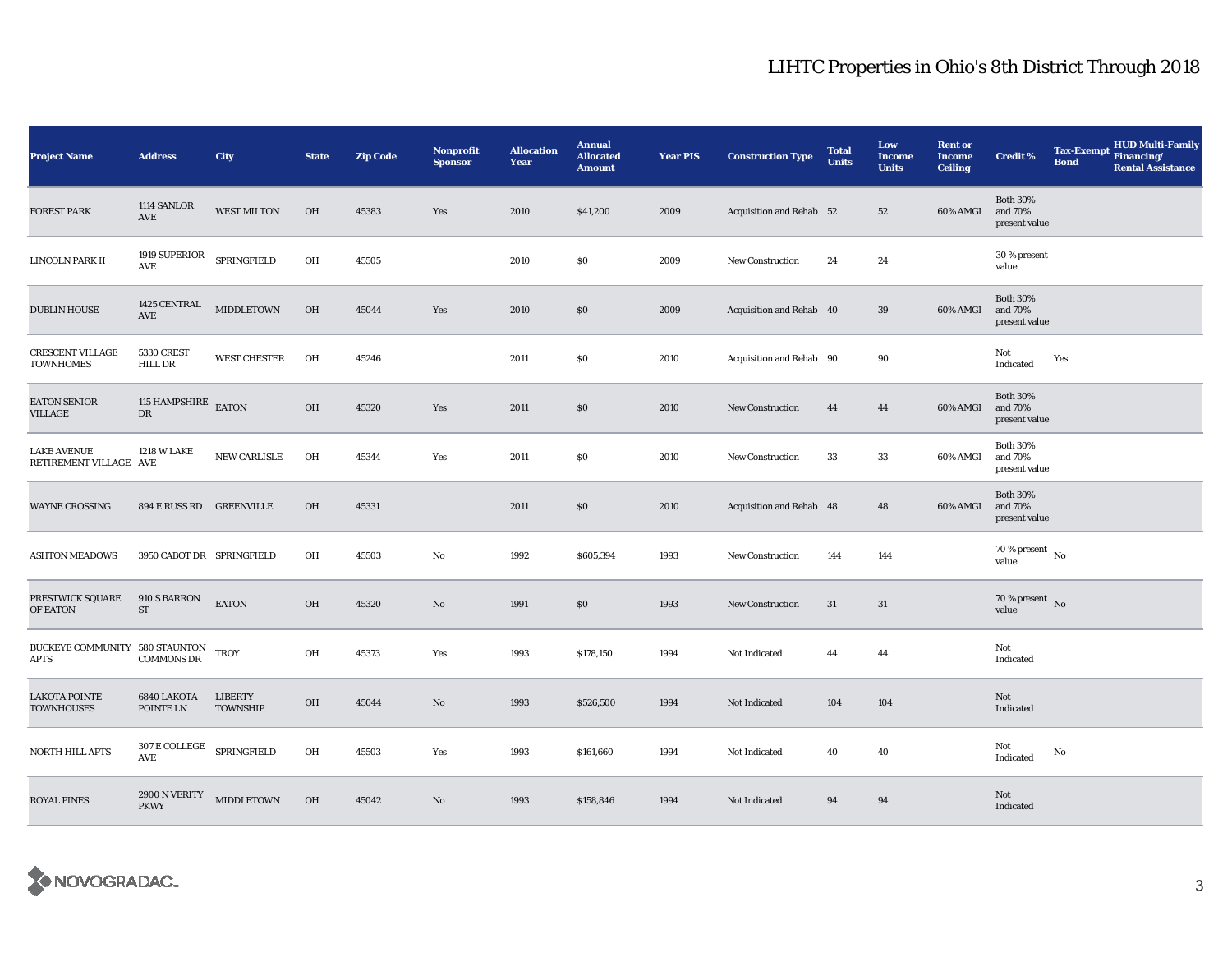# LIHTC Properties in Ohio's 8th District Through 2018

| Project Name | Address | City | State | Zip Code | Nonprofit Sponsor | Allocation Year | Annual Allocated Amount | Year PIS | Construction Type | Total Units | Low Income Units | Rent or Income Ceiling | Credit % | Tax-Exempt Bond | HUD Multi-Family Financing/ Rental Assistance |
|---|---|---|---|---|---|---|---|---|---|---|---|---|---|---|---|
| FOREST PARK | 1114 SANLOR AVE | WEST MILTON | OH | 45383 | Yes | 2010 | $41,200 | 2009 | Acquisition and Rehab | 52 | 52 | 60% AMGI | Both 30% and 70% present value | | |
| LINCOLN PARK II | 1919 SUPERIOR AVE | SPRINGFIELD | OH | 45505 | | 2010 | $0 | 2009 | New Construction | 24 | 24 | | 30 % present value | | |
| DUBLIN HOUSE | 1425 CENTRAL AVE | MIDDLETOWN | OH | 45044 | Yes | 2010 | $0 | 2009 | Acquisition and Rehab | 40 | 39 | 60% AMGI | Both 30% and 70% present value | | |
| CRESCENT VILLAGE TOWNHOMES | 5330 CREST HILL DR | WEST CHESTER | OH | 45246 | | 2011 | $0 | 2010 | Acquisition and Rehab | 90 | 90 | | Not Indicated | Yes | |
| EATON SENIOR VILLAGE | 115 HAMPSHIRE DR | EATON | OH | 45320 | Yes | 2011 | $0 | 2010 | New Construction | 44 | 44 | 60% AMGI | Both 30% and 70% present value | | |
| LAKE AVENUE RETIREMENT VILLAGE | 1218 W LAKE AVE | NEW CARLISLE | OH | 45344 | Yes | 2011 | $0 | 2010 | New Construction | 33 | 33 | 60% AMGI | Both 30% and 70% present value | | |
| WAYNE CROSSING | 894 E RUSS RD | GREENVILLE | OH | 45331 | | 2011 | $0 | 2010 | Acquisition and Rehab | 48 | 48 | 60% AMGI | Both 30% and 70% present value | | |
| ASHTON MEADOWS | 3950 CABOT DR | SPRINGFIELD | OH | 45503 | No | 1992 | $605,394 | 1993 | New Construction | 144 | 144 | | 70 % present value | No | |
| PRESTWICK SQUARE OF EATON | 910 S BARRON ST | EATON | OH | 45320 | No | 1991 | $0 | 1993 | New Construction | 31 | 31 | | 70 % present value | No | |
| BUCKEYE COMMUNITY APTS | 580 STAUNTON COMMONS DR | TROY | OH | 45373 | Yes | 1993 | $178,150 | 1994 | Not Indicated | 44 | 44 | | Not Indicated | | |
| LAKOTA POINTE TOWNHOUSES | 6840 LAKOTA POINTE LN | LIBERTY TOWNSHIP | OH | 45044 | No | 1993 | $526,500 | 1994 | Not Indicated | 104 | 104 | | Not Indicated | | |
| NORTH HILL APTS | 307 E COLLEGE AVE | SPRINGFIELD | OH | 45503 | Yes | 1993 | $161,660 | 1994 | Not Indicated | 40 | 40 | | Not Indicated | No | |
| ROYAL PINES | 2900 N VERITY PKWY | MIDDLETOWN | OH | 45042 | No | 1993 | $158,846 | 1994 | Not Indicated | 94 | 94 | | Not Indicated | | |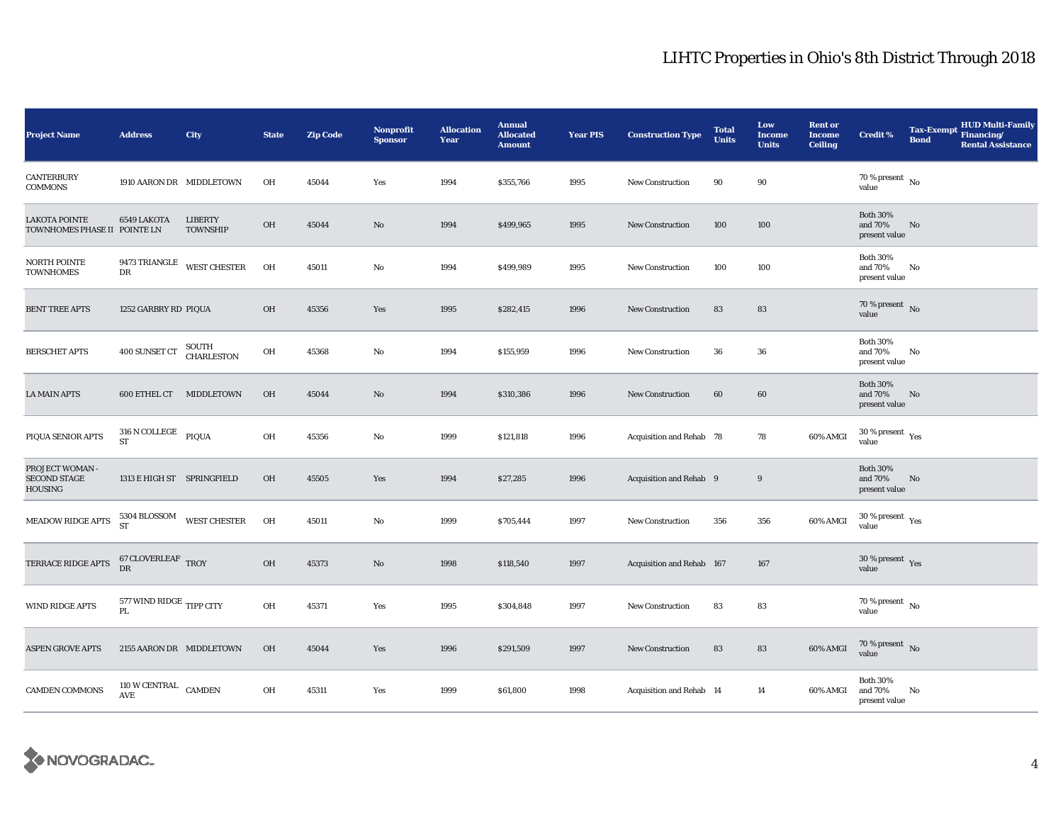# LIHTC Properties in Ohio's 8th District Through 2018

| Project Name | Address | City | State | Zip Code | Nonprofit Sponsor | Allocation Year | Annual Allocated Amount | Year PIS | Construction Type | Total Units | Low Income Units | Rent or Income Ceiling | Credit % | Tax-Exempt Bond | HUD Multi-Family Financing/ Rental Assistance |
|---|---|---|---|---|---|---|---|---|---|---|---|---|---|---|---|
| CANTERBURY COMMONS | 1910 AARON DR | MIDDLETOWN | OH | 45044 | Yes | 1994 | $355,766 | 1995 | New Construction | 90 | 90 | | 70 % present value | No | |
| LAKOTA POINTE TOWNHOMES PHASE II | 6549 LAKOTA POINTE LN | LIBERTY TOWNSHIP | OH | 45044 | No | 1994 | $499,965 | 1995 | New Construction | 100 | 100 | | Both 30% and 70% present value | No | |
| NORTH POINTE TOWNHOMES | 9473 TRIANGLE DR | WEST CHESTER | OH | 45011 | No | 1994 | $499,989 | 1995 | New Construction | 100 | 100 | | Both 30% and 70% present value | No | |
| BENT TREE APTS | 1252 GARBRY RD | PIQUA | OH | 45356 | Yes | 1995 | $282,415 | 1996 | New Construction | 83 | 83 | | 70 % present value | No | |
| BERSCHET APTS | 400 SUNSET CT | SOUTH CHARLESTON | OH | 45368 | No | 1994 | $155,959 | 1996 | New Construction | 36 | 36 | | Both 30% and 70% present value | No | |
| LA MAIN APTS | 600 ETHEL CT | MIDDLETOWN | OH | 45044 | No | 1994 | $310,386 | 1996 | New Construction | 60 | 60 | | Both 30% and 70% present value | No | |
| PIQUA SENIOR APTS | 316 N COLLEGE ST | PIQUA | OH | 45356 | No | 1999 | $121,818 | 1996 | Acquisition and Rehab | 78 | 78 | 60% AMGI | 30 % present value | Yes | |
| PROJECT WOMAN - SECOND STAGE HOUSING | 1313 E HIGH ST | SPRINGFIELD | OH | 45505 | Yes | 1994 | $27,285 | 1996 | Acquisition and Rehab | 9 | 9 | | Both 30% and 70% present value | No | |
| MEADOW RIDGE APTS | 5304 BLOSSOM ST | WEST CHESTER | OH | 45011 | No | 1999 | $705,444 | 1997 | New Construction | 356 | 356 | 60% AMGI | 30 % present value | Yes | |
| TERRACE RIDGE APTS | 67 CLOVERLEAF DR | TROY | OH | 45373 | No | 1998 | $118,540 | 1997 | Acquisition and Rehab | 167 | 167 | | 30 % present value | Yes | |
| WIND RIDGE APTS | 577 WIND RIDGE PL | TIPP CITY | OH | 45371 | Yes | 1995 | $304,848 | 1997 | New Construction | 83 | 83 | | 70 % present value | No | |
| ASPEN GROVE APTS | 2155 AARON DR | MIDDLETOWN | OH | 45044 | Yes | 1996 | $291,509 | 1997 | New Construction | 83 | 83 | 60% AMGI | 70 % present value | No | |
| CAMDEN COMMONS | 110 W CENTRAL AVE | CAMDEN | OH | 45311 | Yes | 1999 | $61,800 | 1998 | Acquisition and Rehab | 14 | 14 | 60% AMGI | Both 30% and 70% present value | No | |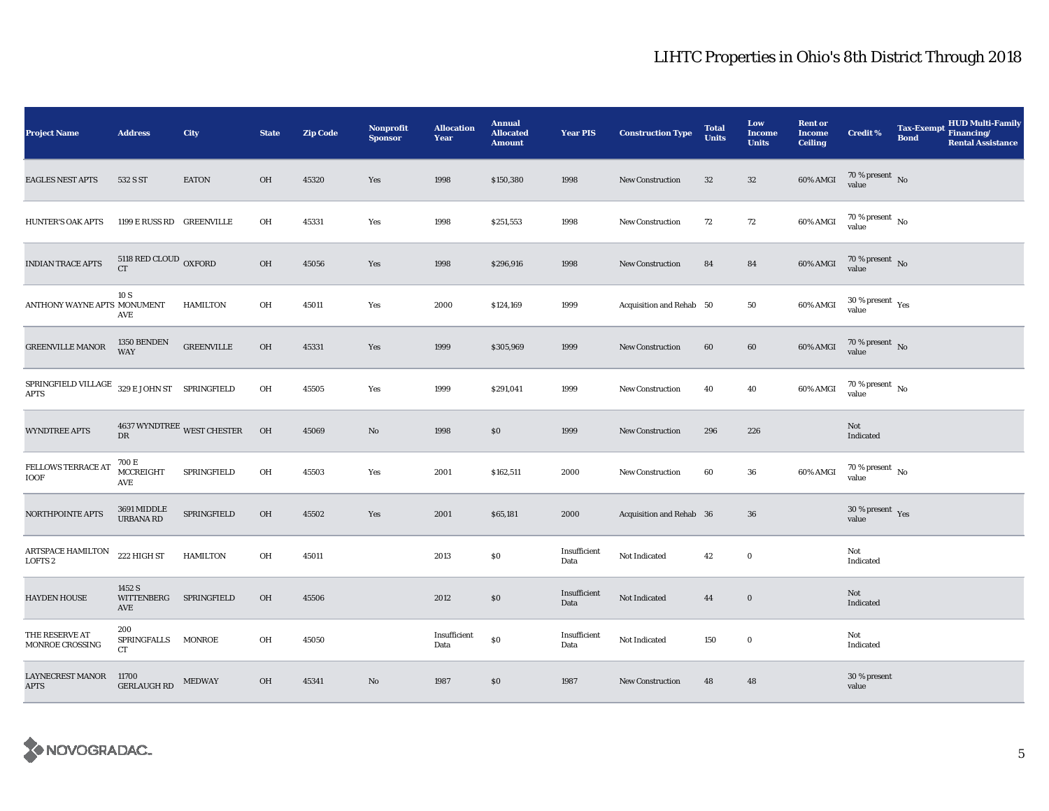# LIHTC Properties in Ohio's 8th District Through 2018

| Project Name | Address | City | State | Zip Code | Nonprofit Sponsor | Allocation Year | Annual Allocated Amount | Year PIS | Construction Type | Total Units | Low Income Units | Rent or Income Ceiling | Credit % | Tax-Exempt Bond | HUD Multi-Family Financing/ Rental Assistance |
|---|---|---|---|---|---|---|---|---|---|---|---|---|---|---|---|
| EAGLES NEST APTS | 532 S ST | EATON | OH | 45320 | Yes | 1998 | $150,380 | 1998 | New Construction | 32 | 32 | 60% AMGI | 70 % present value | No | |
| HUNTER'S OAK APTS | 1199 E RUSS RD | GREENVILLE | OH | 45331 | Yes | 1998 | $251,553 | 1998 | New Construction | 72 | 72 | 60% AMGI | 70 % present value | No | |
| INDIAN TRACE APTS | 5118 RED CLOUD CT | OXFORD | OH | 45056 | Yes | 1998 | $296,916 | 1998 | New Construction | 84 | 84 | 60% AMGI | 70 % present value | No | |
| ANTHONY WAYNE APTS | 10 S MONUMENT AVE | HAMILTON | OH | 45011 | Yes | 2000 | $124,169 | 1999 | Acquisition and Rehab | 50 | 50 | 60% AMGI | 30 % present value | Yes | |
| GREENVILLE MANOR | 1350 BENDEN WAY | GREENVILLE | OH | 45331 | Yes | 1999 | $305,969 | 1999 | New Construction | 60 | 60 | 60% AMGI | 70 % present value | No | |
| SPRINGFIELD VILLAGE APTS | 329 E JOHN ST | SPRINGFIELD | OH | 45505 | Yes | 1999 | $291,041 | 1999 | New Construction | 40 | 40 | 60% AMGI | 70 % present value | No | |
| WYNDTREE APTS | 4637 WYNDTREE DR | WEST CHESTER | OH | 45069 | No | 1998 | $0 | 1999 | New Construction | 296 | 226 | | Not Indicated | | |
| FELLOWS TERRACE AT IOOF | 700 E MCCREIGHT AVE | SPRINGFIELD | OH | 45503 | Yes | 2001 | $162,511 | 2000 | New Construction | 60 | 36 | 60% AMGI | 70 % present value | No | |
| NORTHPOINTE APTS | 3691 MIDDLE URBANA RD | SPRINGFIELD | OH | 45502 | Yes | 2001 | $65,181 | 2000 | Acquisition and Rehab | 36 | 36 | | 30 % present value | Yes | |
| ARTSPACE HAMILTON LOFTS 2 | 222 HIGH ST | HAMILTON | OH | 45011 | | 2013 | $0 | Insufficient Data | Not Indicated | 42 | 0 | | Not Indicated | | |
| HAYDEN HOUSE | 1452 S WITTENBERG AVE | SPRINGFIELD | OH | 45506 | | 2012 | $0 | Insufficient Data | Not Indicated | 44 | 0 | | Not Indicated | | |
| THE RESERVE AT MONROE CROSSING | 200 SPRINGFALLS CT | MONROE | OH | 45050 | | Insufficient Data | $0 | Insufficient Data | Not Indicated | 150 | 0 | | Not Indicated | | |
| LAYNECREST MANOR APTS | 11700 GERLAUGH RD | MEDWAY | OH | 45341 | No | 1987 | $0 | 1987 | New Construction | 48 | 48 | | 30 % present value | | |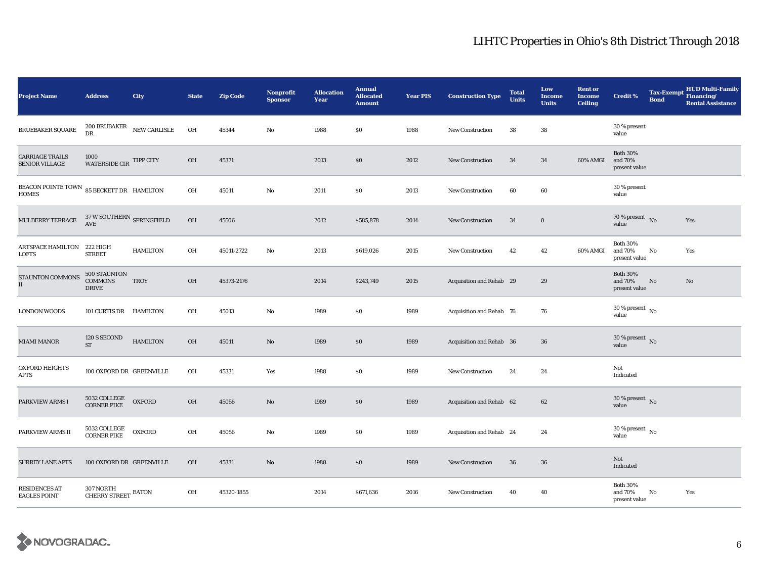# LIHTC Properties in Ohio's 8th District Through 2018

| Project Name | Address | City | State | Zip Code | Nonprofit Sponsor | Allocation Year | Annual Allocated Amount | Year PIS | Construction Type | Total Units | Low Income Units | Rent or Income Ceiling | Credit % | Tax-Exempt Bond | HUD Multi-Family Financing/ Rental Assistance |
|---|---|---|---|---|---|---|---|---|---|---|---|---|---|---|---|
| BRUEBAKER SQUARE | 200 BRUBAKER DR | NEW CARLISLE | OH | 45344 | No | 1988 | $0 | 1988 | New Construction | 38 | 38 | | 30 % present value | | |
| CARRIAGE TRAILS SENIOR VILLAGE | 1000 WATERSIDE CIR | TIPP CITY | OH | 45371 | | 2013 | $0 | 2012 | New Construction | 34 | 34 | 60% AMGI | Both 30% and 70% present value | | |
| BEACON POINTE TOWN HOMES | 85 BECKETT DR | HAMILTON | OH | 45011 | No | 2011 | $0 | 2013 | New Construction | 60 | 60 | | 30 % present value | | |
| MULBERRY TERRACE | 37 W SOUTHERN AVE | SPRINGFIELD | OH | 45506 | | 2012 | $585,878 | 2014 | New Construction | 34 | 0 | | 70 % present value | No | Yes |
| ARTSPACE HAMILTON LOFTS | 222 HIGH STREET | HAMILTON | OH | 45011-2722 | No | 2013 | $619,026 | 2015 | New Construction | 42 | 42 | 60% AMGI | Both 30% and 70% present value | No | Yes |
| STAUNTON COMMONS II | 500 STAUNTON COMMONS DRIVE | TROY | OH | 45373-2176 | | 2014 | $243,749 | 2015 | Acquisition and Rehab | 29 | 29 | | Both 30% and 70% present value | No | No |
| LONDON WOODS | 101 CURTIS DR | HAMILTON | OH | 45013 | No | 1989 | $0 | 1989 | Acquisition and Rehab | 76 | 76 | | 30 % present value | No | |
| MIAMI MANOR | 120 S SECOND ST | HAMILTON | OH | 45011 | No | 1989 | $0 | 1989 | Acquisition and Rehab | 36 | 36 | | 30 % present value | No | |
| OXFORD HEIGHTS APTS | 100 OXFORD DR | GREENVILLE | OH | 45331 | Yes | 1988 | $0 | 1989 | New Construction | 24 | 24 | | Not Indicated | | |
| PARKVIEW ARMS I | 5032 COLLEGE CORNER PIKE | OXFORD | OH | 45056 | No | 1989 | $0 | 1989 | Acquisition and Rehab | 62 | 62 | | 30 % present value | No | |
| PARKVIEW ARMS II | 5032 COLLEGE CORNER PIKE | OXFORD | OH | 45056 | No | 1989 | $0 | 1989 | Acquisition and Rehab | 24 | 24 | | 30 % present value | No | |
| SURREY LANE APTS | 100 OXFORD DR | GREENVILLE | OH | 45331 | No | 1988 | $0 | 1989 | New Construction | 36 | 36 | | Not Indicated | | |
| RESIDENCES AT EAGLES POINT | 307 NORTH CHERRY STREET | EATON | OH | 45320-1855 | | 2014 | $671,636 | 2016 | New Construction | 40 | 40 | | Both 30% and 70% present value | No | Yes |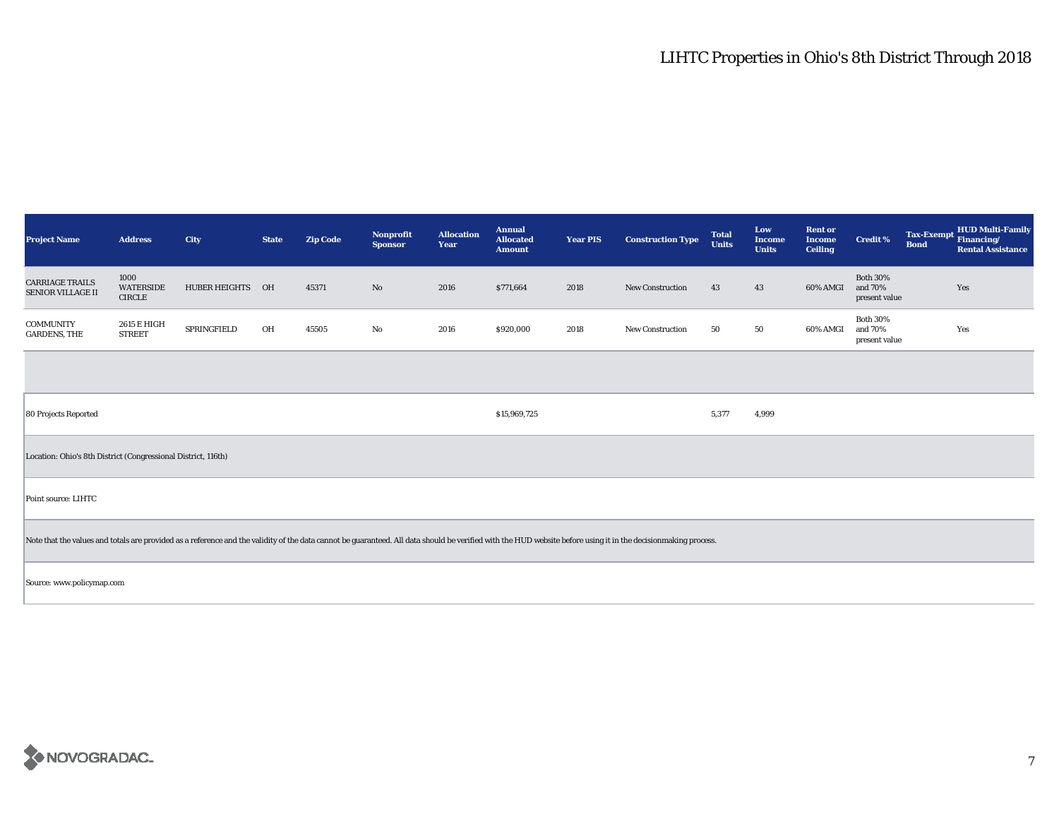# LIHTC Properties in Ohio's 8th District Through 2018

| Project Name | Address | City | State | Zip Code | Nonprofit Sponsor | Allocation Year | Annual Allocated Amount | Year PIS | Construction Type | Total Units | Low Income Units | Rent or Income Ceiling | Credit % | Tax-Exempt Bond | HUD Multi-Family Financing/ Rental Assistance |
|---|---|---|---|---|---|---|---|---|---|---|---|---|---|---|---|
| CARRIAGE TRAILS SENIOR VILLAGE II | 1000 WATERSIDE CIRCLE | HUBER HEIGHTS | OH | 45371 | No | 2016 | $771,664 | 2018 | New Construction | 43 | 43 | 60% AMGI | Both 30% and 70% present value | | Yes |
| COMMUNITY GARDENS, THE | 2615 E HIGH STREET | SPRINGFIELD | OH | 45505 | No | 2016 | $920,000 | 2018 | New Construction | 50 | 50 | 60% AMGI | Both 30% and 70% present value | | Yes |
| | | | | | | | | | | | | | | | |
| 80 Projects Reported | | | | | | | $15,969,725 | | | 5,377 | 4,999 | | | | |

Location: Ohio's 8th District (Congressional District, 116th)

Point source: LIHTC

Note that the values and totals are provided as a reference and the validity of the data cannot be guaranteed. All data should be verified with the HUD website before using it in the decisionmaking process.

Source: www.policymap.com